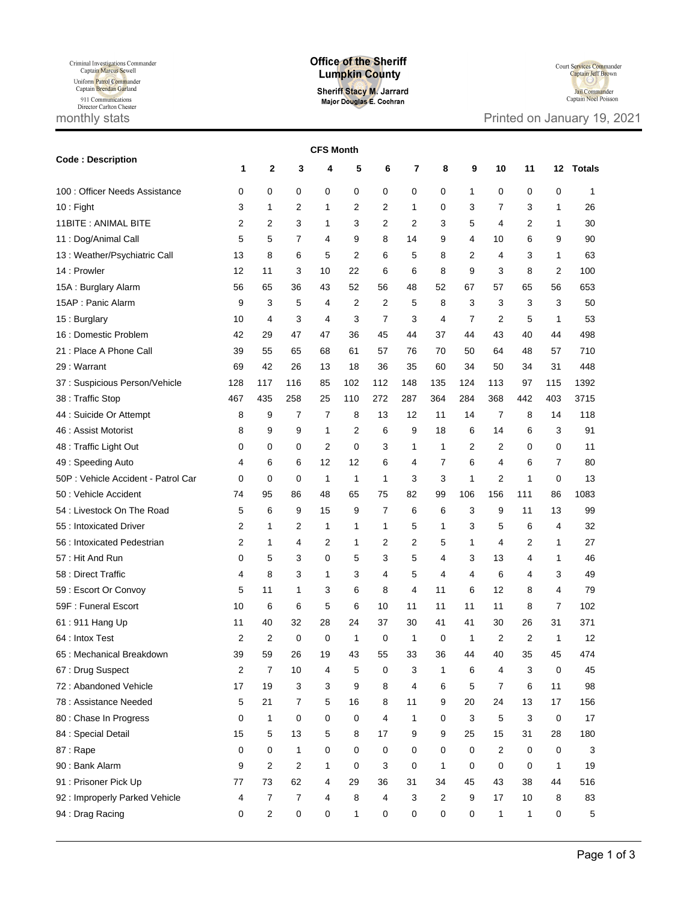Criminal Investigations Commander
Captain Marcus Sewell
Uniform Patrol Commander
Captain Brendan Garland
911 Communications
Director Carlton Chester

# Office of the Sheriff
## Lumpkin County

**Sheriff Stacy M. Jarrard**
**Major Douglas E. Cochran**

Court Services Commander
Captain Jeff Brown
Jail Commander
Captain Noel Poisson

monthly stats

Printed on January 19, 2021

| Code : Description | CFS Month | | | | | | | | | | | | |
|---|---|---|---|---|---|---|---|---|---|---|---|---|---|
| | **1** | **2** | **3** | **4** | **5** | **6** | **7** | **8** | **9** | **10** | **11** | **12** | **Totals** |
| 100 : Officer Needs Assistance | 0 | 0 | 0 | 0 | 0 | 0 | 0 | 0 | 1 | 0 | 0 | 0 | 1 |
| 10 : Fight | 3 | 1 | 2 | 1 | 2 | 2 | 1 | 0 | 3 | 7 | 3 | 1 | 26 |
| 11BITE : ANIMAL BITE | 2 | 2 | 3 | 1 | 3 | 2 | 2 | 3 | 5 | 4 | 2 | 1 | 30 |
| 11 : Dog/Animal Call | 5 | 5 | 7 | 4 | 9 | 8 | 14 | 9 | 4 | 10 | 6 | 9 | 90 |
| 13 : Weather/Psychiatric Call | 13 | 8 | 6 | 5 | 2 | 6 | 5 | 8 | 2 | 4 | 3 | 1 | 63 |
| 14 : Prowler | 12 | 11 | 3 | 10 | 22 | 6 | 6 | 8 | 9 | 3 | 8 | 2 | 100 |
| 15A : Burglary Alarm | 56 | 65 | 36 | 43 | 52 | 56 | 48 | 52 | 67 | 57 | 65 | 56 | 653 |
| 15AP : Panic Alarm | 9 | 3 | 5 | 4 | 2 | 2 | 5 | 8 | 3 | 3 | 3 | 3 | 50 |
| 15 : Burglary | 10 | 4 | 3 | 4 | 3 | 7 | 3 | 4 | 7 | 2 | 5 | 1 | 53 |
| 16 : Domestic Problem | 42 | 29 | 47 | 47 | 36 | 45 | 44 | 37 | 44 | 43 | 40 | 44 | 498 |
| 21 : Place A Phone Call | 39 | 55 | 65 | 68 | 61 | 57 | 76 | 70 | 50 | 64 | 48 | 57 | 710 |
| 29 : Warrant | 69 | 42 | 26 | 13 | 18 | 36 | 35 | 60 | 34 | 50 | 34 | 31 | 448 |
| 37 : Suspicious Person/Vehicle | 128 | 117 | 116 | 85 | 102 | 112 | 148 | 135 | 124 | 113 | 97 | 115 | 1392 |
| 38 : Traffic Stop | 467 | 435 | 258 | 25 | 110 | 272 | 287 | 364 | 284 | 368 | 442 | 403 | 3715 |
| 44 : Suicide Or Attempt | 8 | 9 | 7 | 7 | 8 | 13 | 12 | 11 | 14 | 7 | 8 | 14 | 118 |
| 46 : Assist Motorist | 8 | 9 | 9 | 1 | 2 | 6 | 9 | 18 | 6 | 14 | 6 | 3 | 91 |
| 48 : Traffic Light Out | 0 | 0 | 0 | 2 | 0 | 3 | 1 | 1 | 2 | 2 | 0 | 0 | 11 |
| 49 : Speeding Auto | 4 | 6 | 6 | 12 | 12 | 6 | 4 | 7 | 6 | 4 | 6 | 7 | 80 |
| 50P : Vehicle Accident - Patrol Car | 0 | 0 | 0 | 1 | 1 | 1 | 3 | 3 | 1 | 2 | 1 | 0 | 13 |
| 50 : Vehicle Accident | 74 | 95 | 86 | 48 | 65 | 75 | 82 | 99 | 106 | 156 | 111 | 86 | 1083 |
| 54 : Livestock On The Road | 5 | 6 | 9 | 15 | 9 | 7 | 6 | 6 | 3 | 9 | 11 | 13 | 99 |
| 55 : Intoxicated Driver | 2 | 1 | 2 | 1 | 1 | 1 | 5 | 1 | 3 | 5 | 6 | 4 | 32 |
| 56 : Intoxicated Pedestrian | 2 | 1 | 4 | 2 | 1 | 2 | 2 | 5 | 1 | 4 | 2 | 1 | 27 |
| 57 : Hit And Run | 0 | 5 | 3 | 0 | 5 | 3 | 5 | 4 | 3 | 13 | 4 | 1 | 46 |
| 58 : Direct Traffic | 4 | 8 | 3 | 1 | 3 | 4 | 5 | 4 | 4 | 6 | 4 | 3 | 49 |
| 59 : Escort Or Convoy | 5 | 11 | 1 | 3 | 6 | 8 | 4 | 11 | 6 | 12 | 8 | 4 | 79 |
| 59F : Funeral Escort | 10 | 6 | 6 | 5 | 6 | 10 | 11 | 11 | 11 | 11 | 8 | 7 | 102 |
| 61 : 911 Hang Up | 11 | 40 | 32 | 28 | 24 | 37 | 30 | 41 | 41 | 30 | 26 | 31 | 371 |
| 64 : Intox Test | 2 | 2 | 0 | 0 | 1 | 0 | 1 | 0 | 1 | 2 | 2 | 1 | 12 |
| 65 : Mechanical Breakdown | 39 | 59 | 26 | 19 | 43 | 55 | 33 | 36 | 44 | 40 | 35 | 45 | 474 |
| 67 : Drug Suspect | 2 | 7 | 10 | 4 | 5 | 0 | 3 | 1 | 6 | 4 | 3 | 0 | 45 |
| 72 : Abandoned Vehicle | 17 | 19 | 3 | 3 | 9 | 8 | 4 | 6 | 5 | 7 | 6 | 11 | 98 |
| 78 : Assistance Needed | 5 | 21 | 7 | 5 | 16 | 8 | 11 | 9 | 20 | 24 | 13 | 17 | 156 |
| 80 : Chase In Progress | 0 | 1 | 0 | 0 | 0 | 4 | 1 | 0 | 3 | 5 | 3 | 0 | 17 |
| 84 : Special Detail | 15 | 5 | 13 | 5 | 8 | 17 | 9 | 9 | 25 | 15 | 31 | 28 | 180 |
| 87 : Rape | 0 | 0 | 1 | 0 | 0 | 0 | 0 | 0 | 0 | 2 | 0 | 0 | 3 |
| 90 : Bank Alarm | 9 | 2 | 2 | 1 | 0 | 3 | 0 | 1 | 0 | 0 | 0 | 1 | 19 |
| 91 : Prisoner Pick Up | 77 | 73 | 62 | 4 | 29 | 36 | 31 | 34 | 45 | 43 | 38 | 44 | 516 |
| 92 : Improperly Parked Vehicle | 4 | 7 | 7 | 4 | 8 | 4 | 3 | 2 | 9 | 17 | 10 | 8 | 83 |
| 94 : Drag Racing | 0 | 2 | 0 | 0 | 1 | 0 | 0 | 0 | 0 | 1 | 1 | 0 | 5 |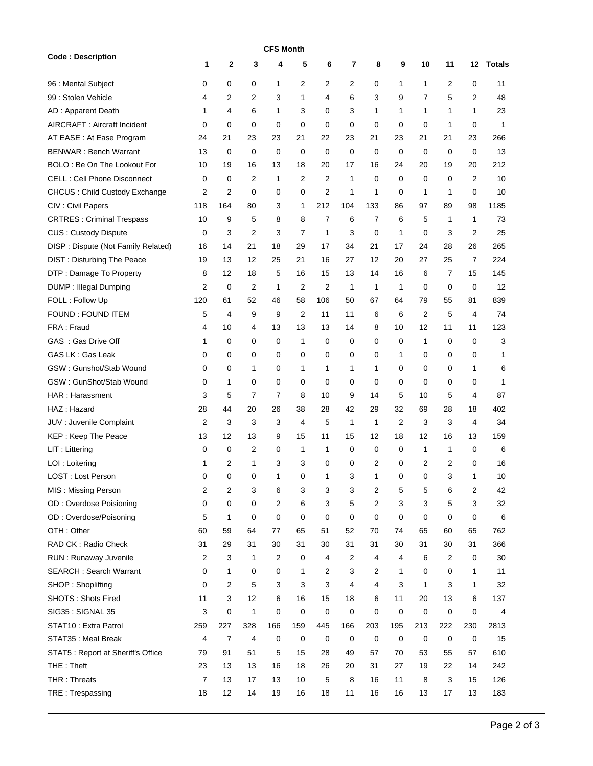| Code : Description | CFS Month | | | | | | | | | | | | |
|---|---|---|---|---|---|---|---|---|---|---|---|---|---|
| | 1 | 2 | 3 | 4 | 5 | 6 | 7 | 8 | 9 | 10 | 11 | 12 | Totals |
| 96 : Mental Subject | 0 | 0 | 0 | 1 | 2 | 2 | 2 | 0 | 1 | 1 | 2 | 0 | 11 |
| 99 : Stolen Vehicle | 4 | 2 | 2 | 3 | 1 | 4 | 6 | 3 | 9 | 7 | 5 | 2 | 48 |
| AD : Apparent Death | 1 | 4 | 6 | 1 | 3 | 0 | 3 | 1 | 1 | 1 | 1 | 1 | 23 |
| AIRCRAFT : Aircraft Incident | 0 | 0 | 0 | 0 | 0 | 0 | 0 | 0 | 0 | 0 | 1 | 0 | 1 |
| AT EASE : At Ease Program | 24 | 21 | 23 | 23 | 21 | 22 | 23 | 21 | 23 | 21 | 21 | 23 | 266 |
| BENWAR : Bench Warrant | 13 | 0 | 0 | 0 | 0 | 0 | 0 | 0 | 0 | 0 | 0 | 0 | 13 |
| BOLO : Be On The Lookout For | 10 | 19 | 16 | 13 | 18 | 20 | 17 | 16 | 24 | 20 | 19 | 20 | 212 |
| CELL : Cell Phone Disconnect | 0 | 0 | 2 | 1 | 2 | 2 | 1 | 0 | 0 | 0 | 0 | 2 | 10 |
| CHCUS : Child Custody Exchange | 2 | 2 | 0 | 0 | 0 | 2 | 1 | 1 | 0 | 1 | 1 | 0 | 10 |
| CIV : Civil Papers | 118 | 164 | 80 | 3 | 1 | 212 | 104 | 133 | 86 | 97 | 89 | 98 | 1185 |
| CRTRES : Criminal Trespass | 10 | 9 | 5 | 8 | 8 | 7 | 6 | 7 | 6 | 5 | 1 | 1 | 73 |
| CUS : Custody Dispute | 0 | 3 | 2 | 3 | 7 | 1 | 3 | 0 | 1 | 0 | 3 | 2 | 25 |
| DISP : Dispute (Not Family Related) | 16 | 14 | 21 | 18 | 29 | 17 | 34 | 21 | 17 | 24 | 28 | 26 | 265 |
| DIST : Disturbing The Peace | 19 | 13 | 12 | 25 | 21 | 16 | 27 | 12 | 20 | 27 | 25 | 7 | 224 |
| DTP : Damage To Property | 8 | 12 | 18 | 5 | 16 | 15 | 13 | 14 | 16 | 6 | 7 | 15 | 145 |
| DUMP : Illegal Dumping | 2 | 0 | 2 | 1 | 2 | 2 | 1 | 1 | 1 | 0 | 0 | 0 | 12 |
| FOLL : Follow Up | 120 | 61 | 52 | 46 | 58 | 106 | 50 | 67 | 64 | 79 | 55 | 81 | 839 |
| FOUND : FOUND ITEM | 5 | 4 | 9 | 9 | 2 | 11 | 11 | 6 | 6 | 2 | 5 | 4 | 74 |
| FRA : Fraud | 4 | 10 | 4 | 13 | 13 | 13 | 14 | 8 | 10 | 12 | 11 | 11 | 123 |
| GAS : Gas Drive Off | 1 | 0 | 0 | 0 | 1 | 0 | 0 | 0 | 0 | 1 | 0 | 0 | 3 |
| GAS LK : Gas Leak | 0 | 0 | 0 | 0 | 0 | 0 | 0 | 0 | 1 | 0 | 0 | 0 | 1 |
| GSW : Gunshot/Stab Wound | 0 | 0 | 1 | 0 | 1 | 1 | 1 | 1 | 0 | 0 | 0 | 1 | 6 |
| GSW : GunShot/Stab Wound | 0 | 1 | 0 | 0 | 0 | 0 | 0 | 0 | 0 | 0 | 0 | 0 | 1 |
| HAR : Harassment | 3 | 5 | 7 | 7 | 8 | 10 | 9 | 14 | 5 | 10 | 5 | 4 | 87 |
| HAZ : Hazard | 28 | 44 | 20 | 26 | 38 | 28 | 42 | 29 | 32 | 69 | 28 | 18 | 402 |
| JUV : Juvenile Complaint | 2 | 3 | 3 | 3 | 4 | 5 | 1 | 1 | 2 | 3 | 3 | 4 | 34 |
| KEP : Keep The Peace | 13 | 12 | 13 | 9 | 15 | 11 | 15 | 12 | 18 | 12 | 16 | 13 | 159 |
| LIT : Littering | 0 | 0 | 2 | 0 | 1 | 1 | 0 | 0 | 0 | 1 | 1 | 0 | 6 |
| LOI : Loitering | 1 | 2 | 1 | 3 | 3 | 0 | 0 | 2 | 0 | 2 | 2 | 0 | 16 |
| LOST : Lost Person | 0 | 0 | 0 | 1 | 0 | 1 | 3 | 1 | 0 | 0 | 3 | 1 | 10 |
| MIS : Missing Person | 2 | 2 | 3 | 6 | 3 | 3 | 3 | 2 | 5 | 5 | 6 | 2 | 42 |
| OD : Overdose Poisioning | 0 | 0 | 0 | 2 | 6 | 3 | 5 | 2 | 3 | 3 | 5 | 3 | 32 |
| OD : Overdose/Poisoning | 5 | 1 | 0 | 0 | 0 | 0 | 0 | 0 | 0 | 0 | 0 | 0 | 6 |
| OTH : Other | 60 | 59 | 64 | 77 | 65 | 51 | 52 | 70 | 74 | 65 | 60 | 65 | 762 |
| RAD CK : Radio Check | 31 | 29 | 31 | 30 | 31 | 30 | 31 | 31 | 30 | 31 | 30 | 31 | 366 |
| RUN : Runaway Juvenile | 2 | 3 | 1 | 2 | 0 | 4 | 2 | 4 | 4 | 6 | 2 | 0 | 30 |
| SEARCH : Search Warrant | 0 | 1 | 0 | 0 | 1 | 2 | 3 | 2 | 1 | 0 | 0 | 1 | 11 |
| SHOP : Shoplifting | 0 | 2 | 5 | 3 | 3 | 3 | 4 | 4 | 3 | 1 | 3 | 1 | 32 |
| SHOTS : Shots Fired | 11 | 3 | 12 | 6 | 16 | 15 | 18 | 6 | 11 | 20 | 13 | 6 | 137 |
| SIG35 : SIGNAL 35 | 3 | 0 | 1 | 0 | 0 | 0 | 0 | 0 | 0 | 0 | 0 | 0 | 4 |
| STAT10 : Extra Patrol | 259 | 227 | 328 | 166 | 159 | 445 | 166 | 203 | 195 | 213 | 222 | 230 | 2813 |
| STAT35 : Meal Break | 4 | 7 | 4 | 0 | 0 | 0 | 0 | 0 | 0 | 0 | 0 | 0 | 15 |
| STAT5 : Report at Sheriff's Office | 79 | 91 | 51 | 5 | 15 | 28 | 49 | 57 | 70 | 53 | 55 | 57 | 610 |
| THE : Theft | 23 | 13 | 13 | 16 | 18 | 26 | 20 | 31 | 27 | 19 | 22 | 14 | 242 |
| THR : Threats | 7 | 13 | 17 | 13 | 10 | 5 | 8 | 16 | 11 | 8 | 3 | 15 | 126 |
| TRE : Trespassing | 18 | 12 | 14 | 19 | 16 | 18 | 11 | 16 | 16 | 13 | 17 | 13 | 183 |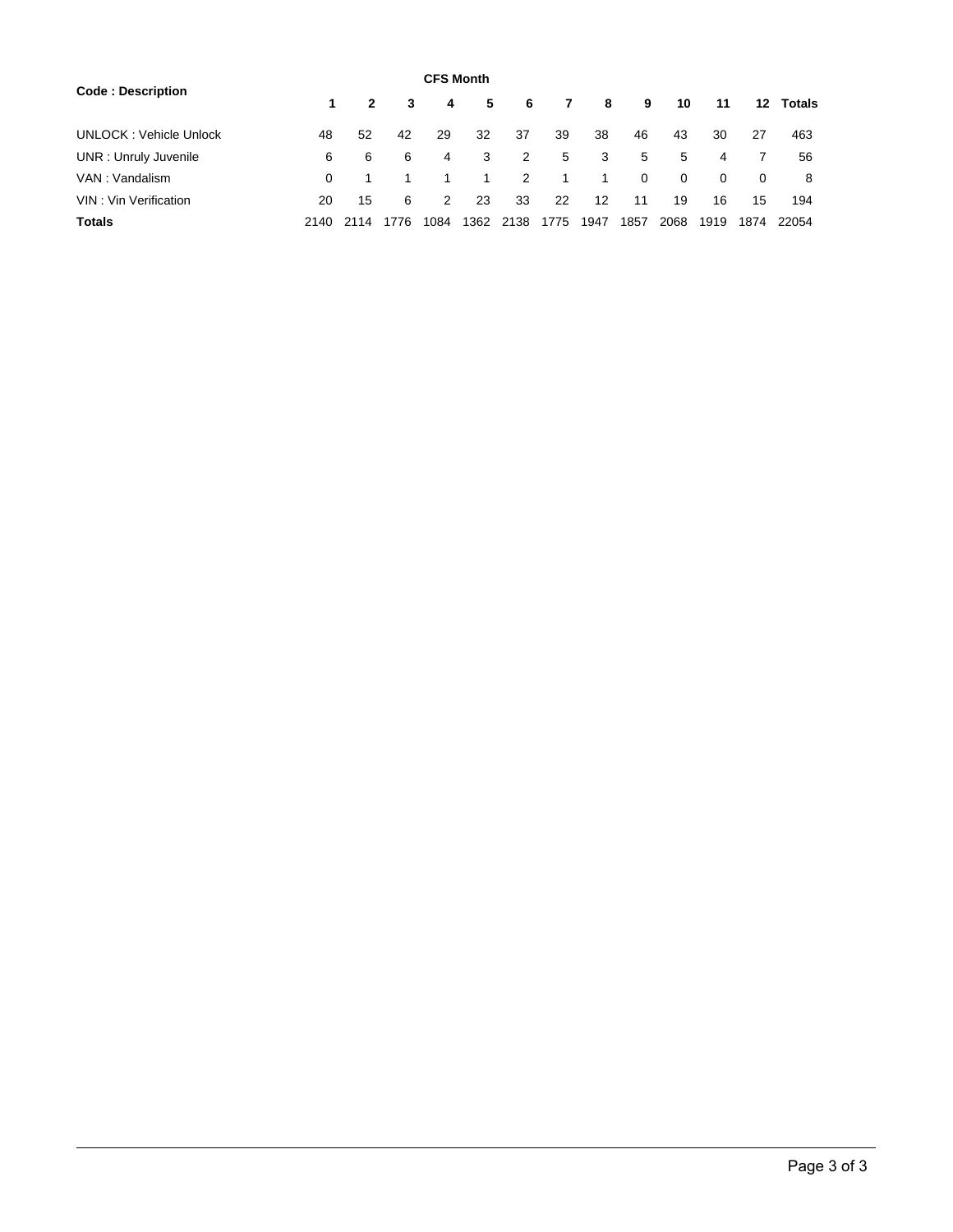| Code : Description | CFS Month | | | | | | | | | | | | |
|---|---|---|---|---|---|---|---|---|---|---|---|---|---|
| | **1** | **2** | **3** | **4** | **5** | **6** | **7** | **8** | **9** | **10** | **11** | **12** | **Totals** |
| UNLOCK : Vehicle Unlock | 48 | 52 | 42 | 29 | 32 | 37 | 39 | 38 | 46 | 43 | 30 | 27 | 463 |
| UNR : Unruly Juvenile | 6 | 6 | 6 | 4 | 3 | 2 | 5 | 3 | 5 | 5 | 4 | 7 | 56 |
| VAN : Vandalism | 0 | 1 | 1 | 1 | 1 | 2 | 1 | 1 | 0 | 0 | 0 | 0 | 8 |
| VIN : Vin Verification | 20 | 15 | 6 | 2 | 23 | 33 | 22 | 12 | 11 | 19 | 16 | 15 | 194 |
| **Totals** | 2140 | 2114 | 1776 | 1084 | 1362 | 2138 | 1775 | 1947 | 1857 | 2068 | 1919 | 1874 | 22054 |